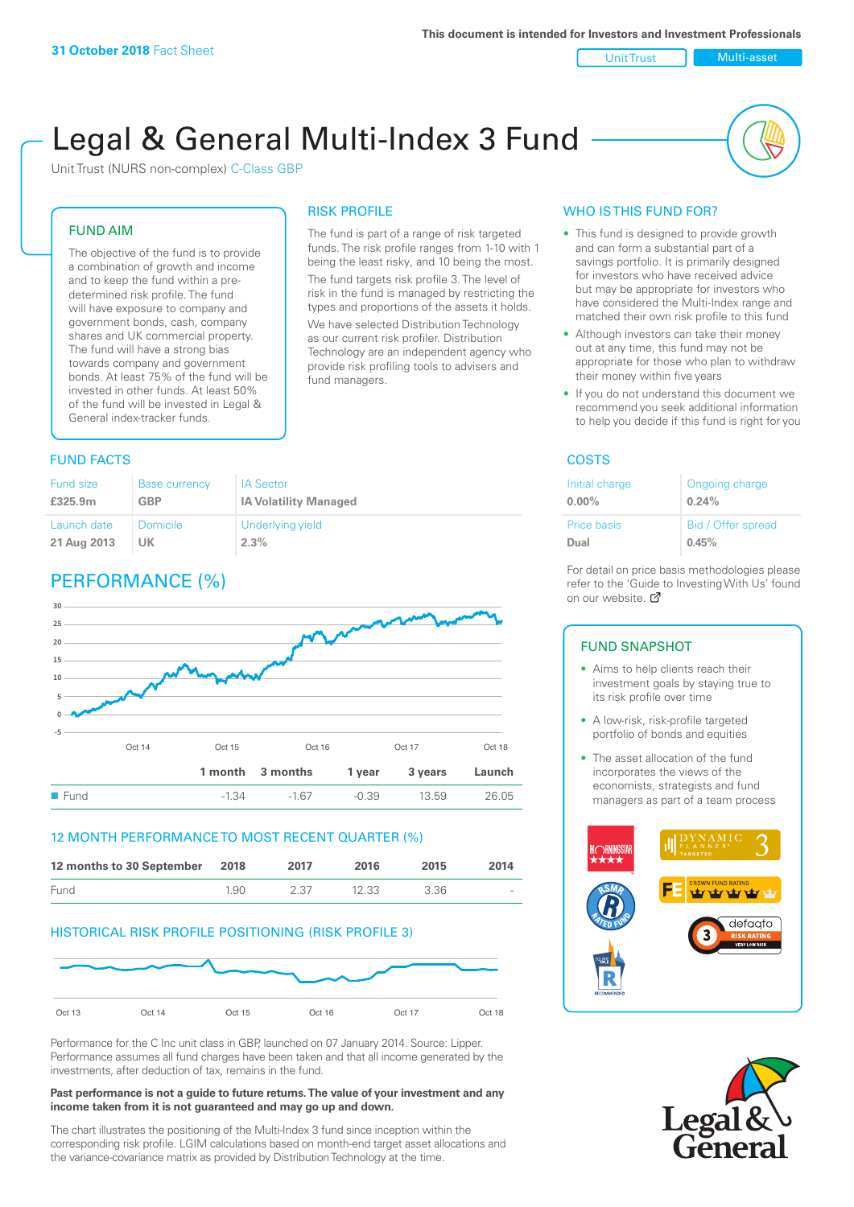This document is intended for Investors and Investment Professionals

**31 October 2018** Fact Sheet

Unit Trust | Multi-asset

# Legal & General Multi-Index 3 Fund

Unit Trust (NURS non-complex) C-Class GBP

## FUND AIM

The objective of the fund is to provide a combination of growth and income and to keep the fund within a pre-determined risk profile. The fund will have exposure to company and government bonds, cash, company shares and UK commercial property. The fund will have a strong bias towards company and government bonds. At least 75% of the fund will be invested in other funds. At least 50% of the fund will be invested in Legal & General index-tracker funds.

## RISK PROFILE

The fund is part of a range of risk targeted funds. The risk profile ranges from 1-10 with 1 being the least risky, and 10 being the most.

The fund targets risk profile 3. The level of risk in the fund is managed by restricting the types and proportions of the assets it holds. We have selected Distribution Technology as our current risk profiler. Distribution Technology are an independent agency who provide risk profiling tools to advisers and fund managers.

## WHO IS THIS FUND FOR?

- This fund is designed to provide growth and can form a substantial part of a savings portfolio. It is primarily designed for investors who have received advice but may be appropriate for investors who have considered the Multi-Index range and matched their own risk profile to this fund
- Although investors can take their money out at any time, this fund may not be appropriate for those who plan to withdraw their money within five years
- If you do not understand this document we recommend you seek additional information to help you decide if this fund is right for you

## FUND FACTS

| Fund size | Base currency | IA Sector |
|---|---|---|
| **£325.9m** | **GBP** | **IA Volatility Managed** |
| Launch date | Domicile | Underlying yield |
| **21 Aug 2013** | **UK** | **2.3%** |

## COSTS

| Initial charge | Ongoing charge |
|---|---|
| **0.00%** | **0.24%** |
| Price basis | Bid / Offer spread |
| **Dual** | **0.45%** |

For detail on price basis methodologies please refer to the 'Guide to Investing With Us' found on our website.

## PERFORMANCE (%)

| | 1 month | 3 months | 1 year | 3 years | Launch |
|---|---|---|---|---|---|
| Fund | -1.34 | -1.67 | -0.39 | 13.59 | 26.05 |

## 12 MONTH PERFORMANCE TO MOST RECENT QUARTER (%)

| 12 months to 30 September | 2018 | 2017 | 2016 | 2015 | 2014 |
|---|---|---|---|---|---|
| Fund | 1.90 | 2.37 | 12.33 | 3.36 | - |

## HISTORICAL RISK PROFILE POSITIONING (RISK PROFILE 3)

## FUND SNAPSHOT

- Aims to help clients reach their investment goals by staying true to its risk profile over time
- A low-risk, risk-profile targeted portfolio of bonds and equities
- The asset allocation of the fund incorporates the views of the economists, strategists and fund managers as part of a team process

Performance for the C Inc unit class in GBP, launched on 07 January 2014. Source: Lipper. Performance assumes all fund charges have been taken and that all income generated by the investments, after deduction of tax, remains in the fund.

**Past performance is not a guide to future returns. The value of your investment and any income taken from it is not guaranteed and may go up and down.**

The chart illustrates the positioning of the Multi-Index 3 fund since inception within the corresponding risk profile. LGIM calculations based on month-end target asset allocations and the variance-covariance matrix as provided by Distribution Technology at the time.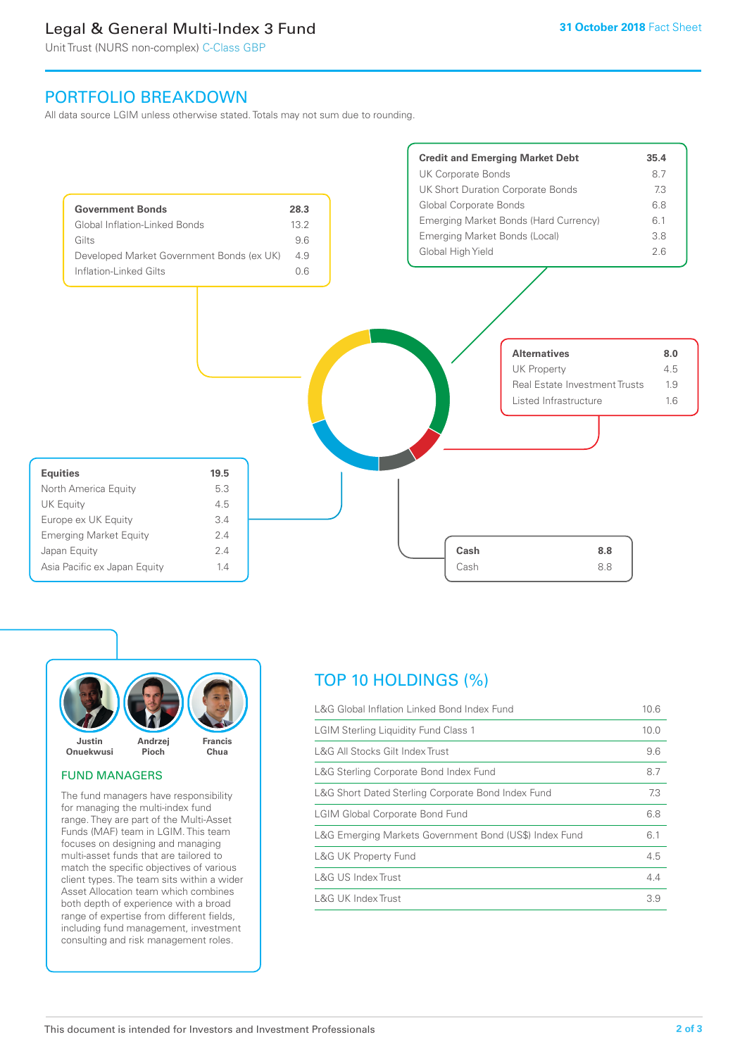## PORTFOLIO BREAKDOWN

All data source LGIM unless otherwise stated. Totals may not sum due to rounding.

| **Government Bonds** | **28.3** |
|---|---|
| Global Inflation-Linked Bonds | 13.2 |
| Gilts | 9.6 |
| Developed Market Government Bonds (ex UK) | 4.9 |
| Inflation-Linked Gilts | 0.6 |

| **Credit and Emerging Market Debt** | **35.4** |
|---|---|
| UK Corporate Bonds | 8.7 |
| UK Short Duration Corporate Bonds | 7.3 |
| Global Corporate Bonds | 6.8 |
| Emerging Market Bonds (Hard Currency) | 6.1 |
| Emerging Market Bonds (Local) | 3.8 |
| Global High Yield | 2.6 |

| **Alternatives** | **8.0** |
|---|---|
| UK Property | 4.5 |
| Real Estate Investment Trusts | 1.9 |
| Listed Infrastructure | 1.6 |

| **Equities** | **19.5** |
|---|---|
| North America Equity | 5.3 |
| UK Equity | 4.5 |
| Europe ex UK Equity | 3.4 |
| Emerging Market Equity | 2.4 |
| Japan Equity | 2.4 |
| Asia Pacific ex Japan Equity | 1.4 |

| **Cash** | **8.8** |
|---|---|
| Cash | 8.8 |

**Justin Onuekwusi** **Andrzej Pioch** **Francis Chua**

### FUND MANAGERS

The fund managers have responsibility for managing the multi-index fund range. They are part of the Multi-Asset Funds (MAF) team in LGIM. This team focuses on designing and managing multi-asset funds that are tailored to match the specific objectives of various client types. The team sits within a wider Asset Allocation team which combines both depth of experience with a broad range of expertise from different fields, including fund management, investment consulting and risk management roles.

## TOP 10 HOLDINGS (%)

| Holding | % |
|---|---|
| L&G Global Inflation Linked Bond Index Fund | 10.6 |
| LGIM Sterling Liquidity Fund Class 1 | 10.0 |
| L&G All Stocks Gilt Index Trust | 9.6 |
| L&G Sterling Corporate Bond Index Fund | 8.7 |
| L&G Short Dated Sterling Corporate Bond Index Fund | 7.3 |
| LGIM Global Corporate Bond Fund | 6.8 |
| L&G Emerging Markets Government Bond (US$) Index Fund | 6.1 |
| L&G UK Property Fund | 4.5 |
| L&G US Index Trust | 4.4 |
| L&G UK Index Trust | 3.9 |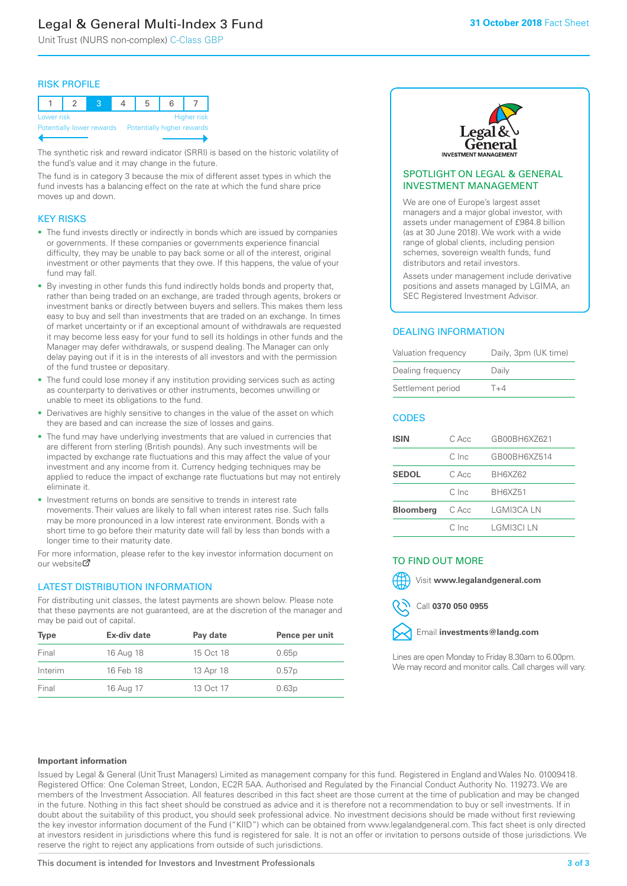# Legal & General Multi-Index 3 Fund

Unit Trust (NURS non-complex) C-Class GBP

**31 October 2018** Fact Sheet

## RISK PROFILE

| 1 | 2 | 3 | 4 | 5 | 6 | 7 |
|---|---|---|---|---|---|---|

Lower risk — Higher risk

Potentially lower rewards — Potentially higher rewards

The synthetic risk and reward indicator (SRRI) is based on the historic volatility of the fund's value and it may change in the future.

The fund is in category 3 because the mix of different asset types in which the fund invests has a balancing effect on the rate at which the fund share price moves up and down.

## KEY RISKS

- The fund invests directly or indirectly in bonds which are issued by companies or governments. If these companies or governments experience financial difficulty, they may be unable to pay back some or all of the interest, original investment or other payments that they owe. If this happens, the value of your fund may fall.
- By investing in other funds this fund indirectly holds bonds and property that, rather than being traded on an exchange, are traded through agents, brokers or investment banks or directly between buyers and sellers. This makes them less easy to buy and sell than investments that are traded on an exchange. In times of market uncertainty or if an exceptional amount of withdrawals are requested it may become less easy for your fund to sell its holdings in other funds and the Manager may defer withdrawals, or suspend dealing. The Manager can only delay paying out if it is in the interests of all investors and with the permission of the fund trustee or depositary.
- The fund could lose money if any institution providing services such as acting as counterparty to derivatives or other instruments, becomes unwilling or unable to meet its obligations to the fund.
- Derivatives are highly sensitive to changes in the value of the asset on which they are based and can increase the size of losses and gains.
- The fund may have underlying investments that are valued in currencies that are different from sterling (British pounds). Any such investments will be impacted by exchange rate fluctuations and this may affect the value of your investment and any income from it. Currency hedging techniques may be applied to reduce the impact of exchange rate fluctuations but may not entirely eliminate it.
- Investment returns on bonds are sensitive to trends in interest rate movements. Their values are likely to fall when interest rates rise. Such falls may be more pronounced in a low interest rate environment. Bonds with a short time to go before their maturity date will fall by less than bonds with a longer time to their maturity date.

For more information, please refer to the key investor information document on our website

## LATEST DISTRIBUTION INFORMATION

For distributing unit classes, the latest payments are shown below. Please note that these payments are not guaranteed, are at the discretion of the manager and may be paid out of capital.

| Type | Ex-div date | Pay date | Pence per unit |
|---|---|---|---|
| Final | 16 Aug 18 | 15 Oct 18 | 0.65p |
| Interim | 16 Feb 18 | 13 Apr 18 | 0.57p |
| Final | 16 Aug 17 | 13 Oct 17 | 0.63p |

## SPOTLIGHT ON LEGAL & GENERAL INVESTMENT MANAGEMENT

We are one of Europe's largest asset managers and a major global investor, with assets under management of £984.8 billion (as at 30 June 2018). We work with a wide range of global clients, including pension schemes, sovereign wealth funds, fund distributors and retail investors.

Assets under management include derivative positions and assets managed by LGIMA, an SEC Registered Investment Advisor.

## DEALING INFORMATION

| | |
|---|---|
| Valuation frequency | Daily, 3pm (UK time) |
| Dealing frequency | Daily |
| Settlement period | T+4 |

## CODES

| | | |
|---|---|---|
| **ISIN** | C Acc | GB00BH6XZ621 |
| | C Inc | GB00BH6XZ514 |
| **SEDOL** | C Acc | BH6XZ62 |
| | C Inc | BH6XZ51 |
| **Bloomberg** | C Acc | LGMI3CA LN |
| | C Inc | LGMI3CI LN |

## TO FIND OUT MORE

Visit **www.legalandgeneral.com**

Call **0370 050 0955**

Email **investments@landg.com**

Lines are open Monday to Friday 8.30am to 6.00pm. We may record and monitor calls. Call charges will vary.

**Important information**

Issued by Legal & General (Unit Trust Managers) Limited as management company for this fund. Registered in England and Wales No. 01009418. Registered Office: One Coleman Street, London, EC2R 5AA. Authorised and Regulated by the Financial Conduct Authority No. 119273. We are members of the Investment Association. All features described in this fact sheet are those current at the time of publication and may be changed in the future. Nothing in this fact sheet should be construed as advice and it is therefore not a recommendation to buy or sell investments. If in doubt about the suitability of this product, you should seek professional advice. No investment decisions should be made without first reviewing the key investor information document of the Fund ("KIID") which can be obtained from www.legalandgeneral.com. This fact sheet is only directed at investors resident in jurisdictions where this fund is registered for sale. It is not an offer or invitation to persons outside of those jurisdictions. We reserve the right to reject any applications from outside of such jurisdictions.

This document is intended for Investors and Investment Professionals